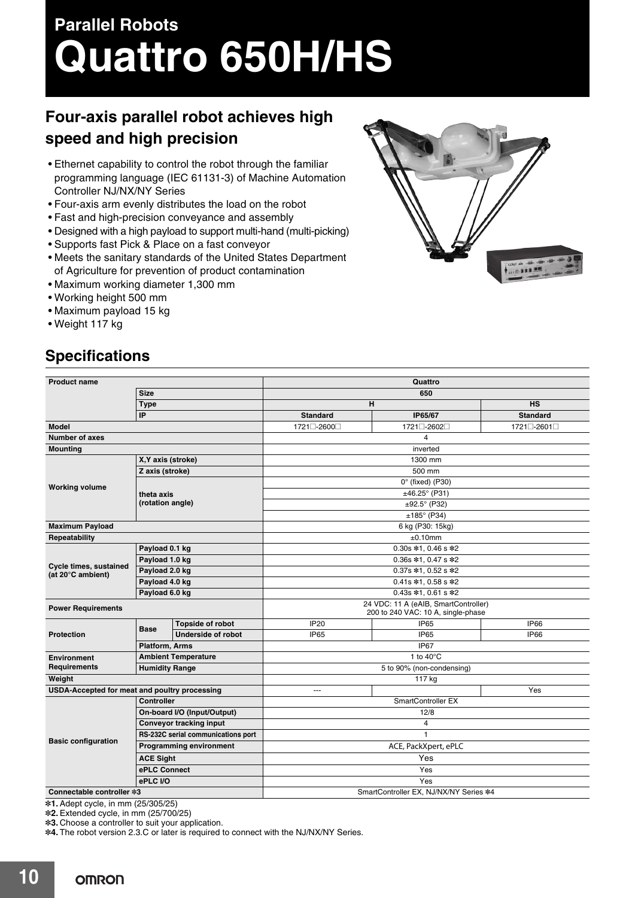# Parallel Robots

# Quattro 650H/HS

## Four-axis parallel robot achieves high speed and high precision

- Ethernet capability to control the robot through the familiar programming language (IEC 61131-3) of Machine Automation Controller NJ/NX/NY Series
- Four-axis arm evenly distributes the load on the robot
- Fast and high-precision conveyance and assembly
- Designed with a high payload to support multi-hand (multi-picking)
- Supports fast Pick & Place on a fast conveyor
- Meets the sanitary standards of the United States Department of Agriculture for prevention of product contamination
- Maximum working diameter 1,300 mm
- Working height 500 mm
- Maximum payload 15 kg
- Weight 117 kg

## Specifications

| Product name | | | Quattro | | |
|---|---|---|---|---|---|
| | Size | | 650 | | |
| | Type | | H | | HS |
| | IP | | Standard | IP65/67 | Standard |
| Model | | | 1721□-2600□ | 1721□-2602□ | 1721□-2601□ |
| Number of axes | | | 4 | | |
| Mounting | | | inverted | | |
| Working volume | X,Y axis (stroke) | | 1300 mm | | |
| | Z axis (stroke) | | 500 mm | | |
| | theta axis (rotation angle) | | 0° (fixed) (P30) | | |
| | | | ±46.25° (P31) | | |
| | | | ±92.5° (P32) | | |
| | | | ±185° (P34) | | |
| Maximum Payload | | | 6 kg (P30: 15kg) | | |
| Repeatability | | | ±0.10mm | | |
| Cycle times, sustained (at 20°C ambient) | Payload 0.1 kg | | 0.30s ✻1, 0.46 s ✻2 | | |
| | Payload 1.0 kg | | 0.36s ✻1, 0.47 s ✻2 | | |
| | Payload 2.0 kg | | 0.37s ✻1, 0.52 s ✻2 | | |
| | Payload 4.0 kg | | 0.41s ✻1, 0.58 s ✻2 | | |
| | Payload 6.0 kg | | 0.43s ✻1, 0.61 s ✻2 | | |
| Power Requirements | | | 24 VDC: 11 A (eAIB, SmartController)<br>200 to 240 VAC: 10 A, single-phase | | |
| Protection | Base | Topside of robot | IP20 | IP65 | IP66 |
| | | Underside of robot | IP65 | IP65 | IP66 |
| | Platform, Arms | | IP67 | | |
| Environment Requirements | Ambient Temperature | | 1 to 40°C | | |
| | Humidity Range | | 5 to 90% (non-condensing) | | |
| Weight | | | 117 kg | | |
| USDA-Accepted for meat and poultry processing | | | --- | | Yes |
| Basic configuration | Controller | | SmartController EX | | |
| | On-board I/O (Input/Output) | | 12/8 | | |
| | Conveyor tracking input | | 4 | | |
| | RS-232C serial communications port | | 1 | | |
| | Programming environment | | ACE, PackXpert, ePLC | | |
| | ACE Sight | | Yes | | |
| | ePLC Connect | | Yes | | |
| | ePLC I/O | | Yes | | |
| Connectable controller ✻3 | | | SmartController EX, NJ/NX/NY Series ✻4 | | |

✻1. Adept cycle, in mm (25/305/25)
✻2. Extended cycle, in mm (25/700/25)
✻3. Choose a controller to suit your application.
✻4. The robot version 2.3.C or later is required to connect with the NJ/NX/NY Series.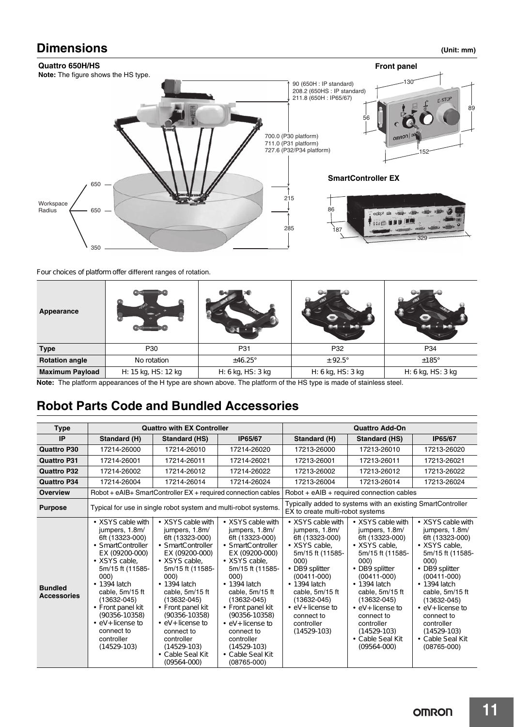## Dimensions

(Unit: mm)

**Quattro 650H/HS**

**Note:** The figure shows the HS type.

90 (650H : IP standard)
208.2 (650HS : IP standard)
211.8 (650H : IP65/67)

700.0 (P30 platform)
711.0 (P31 platform)
727.6 (P32/P34 platform)

215

285

Workspace Radius

650

650

350

**Front panel**

130

89

56

152

**SmartController EX**

86

187

329

Four choices of platform offer different ranges of rotation.

| Appearance | | | | |
|---|---|---|---|---|
| **Type** | P30 | P31 | P32 | P34 |
| **Rotation angle** | No rotation | ±46.25° | ± 92.5° | ±185° |
| **Maximum Payload** | H: 15 kg, HS: 12 kg | H: 6 kg, HS: 3 kg | H: 6 kg, HS: 3 kg | H: 6 kg, HS: 3 kg |

**Note:** The platform appearances of the H type are shown above. The platform of the HS type is made of stainless steel.

## Robot Parts Code and Bundled Accessories

| Type | Quattro with EX Controller | | | Quattro Add-On | | |
|---|---|---|---|---|---|---|
| **IP** | **Standard (H)** | **Standard (HS)** | **IP65/67** | **Standard (H)** | **Standard (HS)** | **IP65/67** |
| **Quattro P30** | 17214-26000 | 17214-26010 | 17214-26020 | 17213-26000 | 17213-26010 | 17213-26020 |
| **Quattro P31** | 17214-26001 | 17214-26011 | 17214-26021 | 17213-26001 | 17213-26011 | 17213-26021 |
| **Quattro P32** | 17214-26002 | 17214-26012 | 17214-26022 | 17213-26002 | 17213-26012 | 17213-26022 |
| **Quattro P34** | 17214-26004 | 17214-26014 | 17214-26024 | 17213-26004 | 17213-26014 | 17213-26024 |
| **Overview** | Robot + eAIB+ SmartController EX + required connection cables | | | Robot + eAIB + required connection cables | | |
| **Purpose** | Typical for use in single robot system and multi-robot systems. | | | Typically added to systems with an existing SmartController EX to create multi-robot systems | | |
| **Bundled Accessories** | • XSYS cable with jumpers, 1.8m/ 6ft (13323-000)<br>• SmartController EX (09200-000)<br>• XSYS cable, 5m/15 ft (11585-000)<br>• 1394 latch cable, 5m/15 ft (13632-045)<br>• Front panel kit (90356-10358)<br>• eV+ license to connect to controller (14529-103) | • XSYS cable with jumpers, 1.8m/ 6ft (13323-000)<br>• SmartController EX (09200-000)<br>• XSYS cable, 5m/15 ft (11585-000)<br>• 1394 latch cable, 5m/15 ft (13632-045)<br>• Front panel kit (90356-10358)<br>• eV+ license to connect to controller (14529-103)<br>• Cable Seal Kit (09564-000) | • XSYS cable with jumpers, 1.8m/ 6ft (13323-000)<br>• SmartController EX (09200-000)<br>• XSYS cable, 5m/15 ft (11585-000)<br>• 1394 latch cable, 5m/15 ft (13632-045)<br>• Front panel kit (90356-10358)<br>• eV+ license to connect to controller (14529-103)<br>• Cable Seal Kit (08765-000) | • XSYS cable with jumpers, 1.8m/ 6ft (13323-000)<br>• XSYS cable, 5m/15 ft (11585-000)<br>• DB9 splitter (00411-000)<br>• 1394 latch cable, 5m/15 ft (13632-045)<br>• eV+ license to connect to controller (14529-103) | • XSYS cable with jumpers, 1.8m/ 6ft (13323-000)<br>• XSYS cable, 5m/15 ft (11585-000)<br>• DB9 splitter (00411-000)<br>• 1394 latch cable, 5m/15 ft (13632-045)<br>• eV+ license to connect to controller (14529-103)<br>• Cable Seal Kit (09564-000) | • XSYS cable with jumpers, 1.8m/ 6ft (13323-000)<br>• XSYS cable, 5m/15 ft (11585-000)<br>• DB9 splitter (00411-000)<br>• 1394 latch cable, 5m/15 ft (13632-045)<br>• eV+ license to connect to controller (14529-103)<br>• Cable Seal Kit (08765-000) |